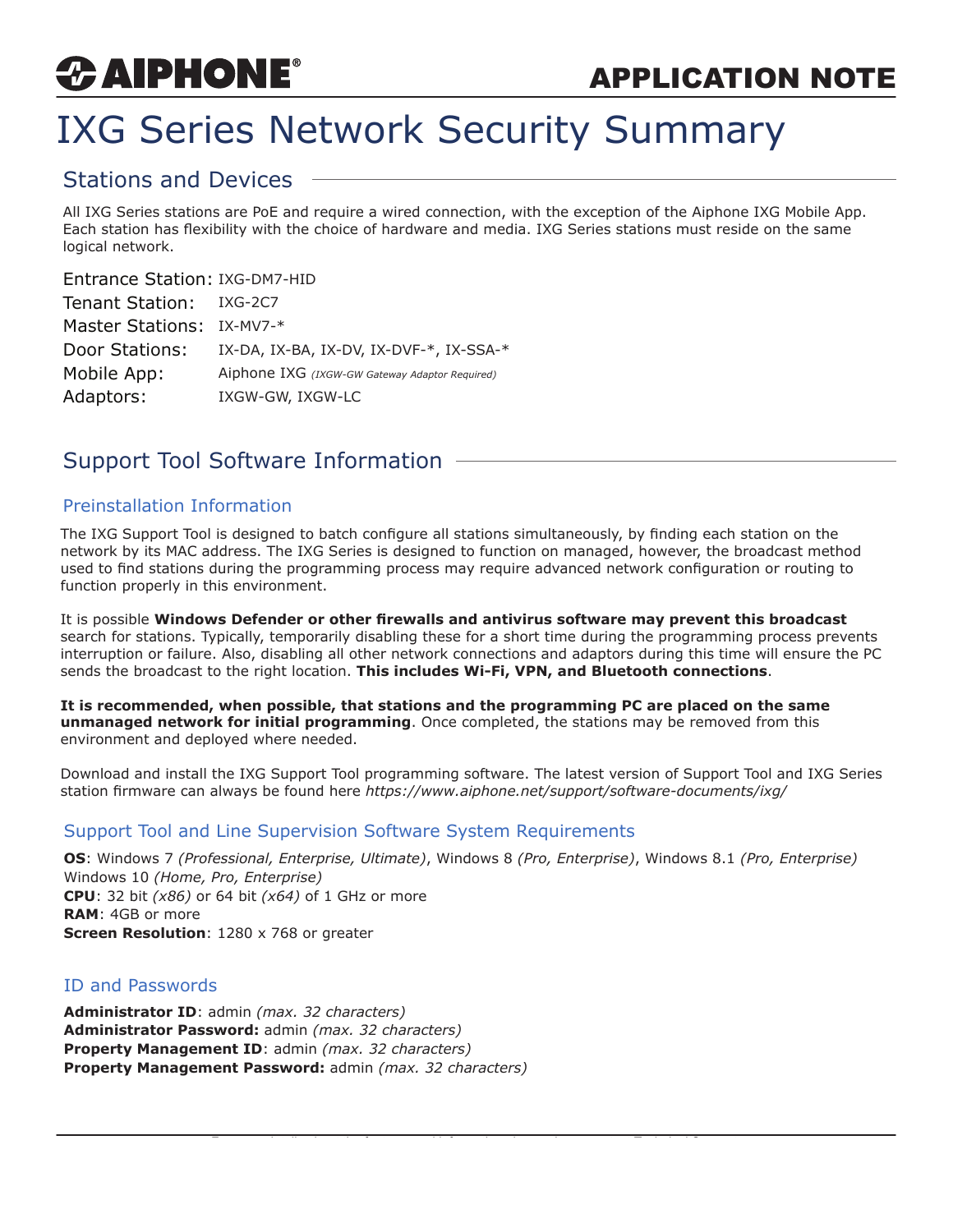# IXG Series Network Security Summary

## Stations and Devices

All IXG Series stations are PoE and require a wired connection, with the exception of the Aiphone IXG Mobile App. Each station has flexibility with the choice of hardware and media. IXG Series stations must reside on the same logical network.

Entrance Station: IXG-DM7-HID
Tenant Station: IXG-2C7
Master Stations: IX-MV7-*
Door Stations: IX-DA, IX-BA, IX-DV, IX-DVF-*, IX-SSA-*
Mobile App: Aiphone IXG *(IXGW-GW Gateway Adaptor Required)*
Adaptors: IXGW-GW, IXGW-LC

## Support Tool Software Information

### Preinstallation Information

The IXG Support Tool is designed to batch configure all stations simultaneously, by finding each station on the network by its MAC address. The IXG Series is designed to function on managed, however, the broadcast method used to find stations during the programming process may require advanced network configuration or routing to function properly in this environment.

It is possible **Windows Defender or other firewalls and antivirus software may prevent this broadcast** search for stations. Typically, temporarily disabling these for a short time during the programming process prevents interruption or failure. Also, disabling all other network connections and adaptors during this time will ensure the PC sends the broadcast to the right location. **This includes Wi-Fi, VPN, and Bluetooth connections**.

**It is recommended, when possible, that stations and the programming PC are placed on the same unmanaged network for initial programming**. Once completed, the stations may be removed from this environment and deployed where needed.

Download and install the IXG Support Tool programming software. The latest version of Support Tool and IXG Series station firmware can always be found here *https://www.aiphone.net/support/software-documents/ixg/*

### Support Tool and Line Supervision Software System Requirements

**OS**: Windows 7 *(Professional, Enterprise, Ultimate)*, Windows 8 *(Pro, Enterprise)*, Windows 8.1 *(Pro, Enterprise)* Windows 10 *(Home, Pro, Enterprise)*
**CPU**: 32 bit *(x86)* or 64 bit *(x64)* of 1 GHz or more
**RAM**: 4GB or more
**Screen Resolution**: 1280 x 768 or greater

### ID and Passwords

**Administrator ID**: admin *(max. 32 characters)*
**Administrator Password:** admin *(max. 32 characters)*
**Property Management ID**: admin *(max. 32 characters)*
**Property Management Password:** admin *(max. 32 characters)*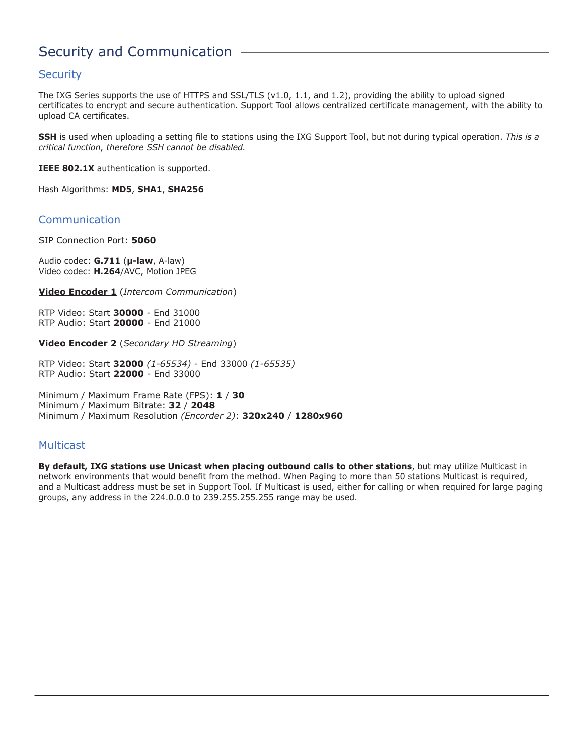# Security and Communication

## Security

The IXG Series supports the use of HTTPS and SSL/TLS (v1.0, 1.1, and 1.2), providing the ability to upload signed certificates to encrypt and secure authentication. Support Tool allows centralized certificate management, with the ability to upload CA certificates.

**SSH** is used when uploading a setting file to stations using the IXG Support Tool, but not during typical operation. *This is a critical function, therefore SSH cannot be disabled.*

**IEEE 802.1X** authentication is supported.

Hash Algorithms: **MD5**, **SHA1**, **SHA256**

## Communication

SIP Connection Port: **5060**

Audio codec: **G.711** (**μ-law**, A-law)
Video codec: **H.264**/AVC, Motion JPEG

**Video Encoder 1** (*Intercom Communication*)

RTP Video: Start **30000** - End 31000
RTP Audio: Start **20000** - End 21000

**Video Encoder 2** (*Secondary HD Streaming*)

RTP Video: Start **32000** *(1-65534)* - End 33000 *(1-65535)*
RTP Audio: Start **22000** - End 33000

Minimum / Maximum Frame Rate (FPS): **1** / **30**
Minimum / Maximum Bitrate: **32** / **2048**
Minimum / Maximum Resolution *(Encorder 2)*: **320x240** / **1280x960**

## Multicast

**By default, IXG stations use Unicast when placing outbound calls to other stations**, but may utilize Multicast in network environments that would benefit from the method. When Paging to more than 50 stations Multicast is required, and a Multicast address must be set in Support Tool. If Multicast is used, either for calling or when required for large paging groups, any address in the 224.0.0.0 to 239.255.255.255 range may be used.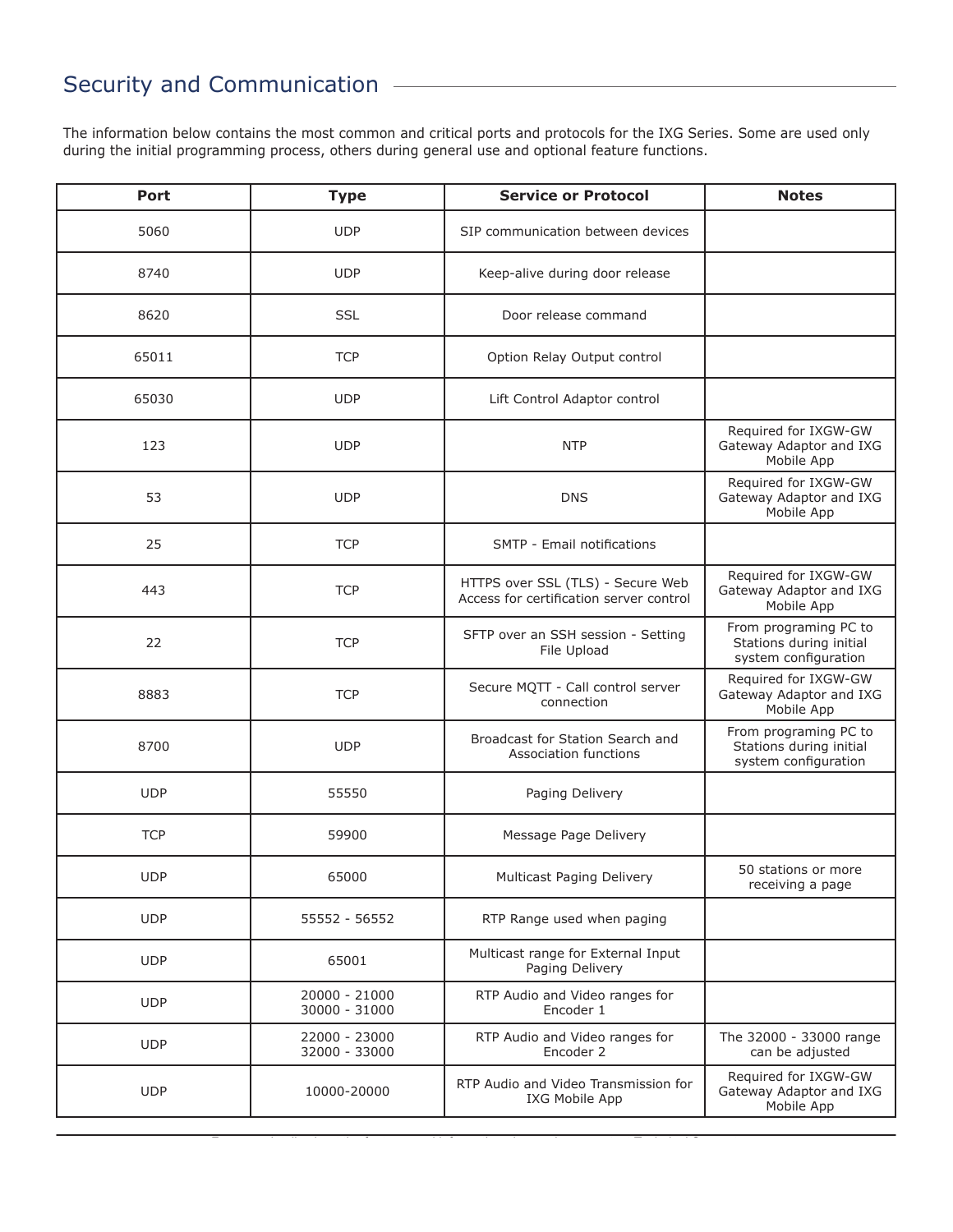## Security and Communication

The information below contains the most common and critical ports and protocols for the IXG Series. Some are used only during the initial programming process, others during general use and optional feature functions.

| Port | Type | Service or Protocol | Notes |
|---|---|---|---|
| 5060 | UDP | SIP communication between devices | |
| 8740 | UDP | Keep-alive during door release | |
| 8620 | SSL | Door release command | |
| 65011 | TCP | Option Relay Output control | |
| 65030 | UDP | Lift Control Adaptor control | |
| 123 | UDP | NTP | Required for IXGW-GW Gateway Adaptor and IXG Mobile App |
| 53 | UDP | DNS | Required for IXGW-GW Gateway Adaptor and IXG Mobile App |
| 25 | TCP | SMTP - Email notifications | |
| 443 | TCP | HTTPS over SSL (TLS) - Secure Web Access for certification server control | Required for IXGW-GW Gateway Adaptor and IXG Mobile App |
| 22 | TCP | SFTP over an SSH session - Setting File Upload | From programing PC to Stations during initial system configuration |
| 8883 | TCP | Secure MQTT - Call control server connection | Required for IXGW-GW Gateway Adaptor and IXG Mobile App |
| 8700 | UDP | Broadcast for Station Search and Association functions | From programing PC to Stations during initial system configuration |
| UDP | 55550 | Paging Delivery | |
| TCP | 59900 | Message Page Delivery | |
| UDP | 65000 | Multicast Paging Delivery | 50 stations or more receiving a page |
| UDP | 55552 - 56552 | RTP Range used when paging | |
| UDP | 65001 | Multicast range for External Input Paging Delivery | |
| UDP | 20000 - 21000<br>30000 - 31000 | RTP Audio and Video ranges for Encoder 1 | |
| UDP | 22000 - 23000<br>32000 - 33000 | RTP Audio and Video ranges for Encoder 2 | The 32000 - 33000 range can be adjusted |
| UDP | 10000-20000 | RTP Audio and Video Transmission for IXG Mobile App | Required for IXGW-GW Gateway Adaptor and IXG Mobile App |